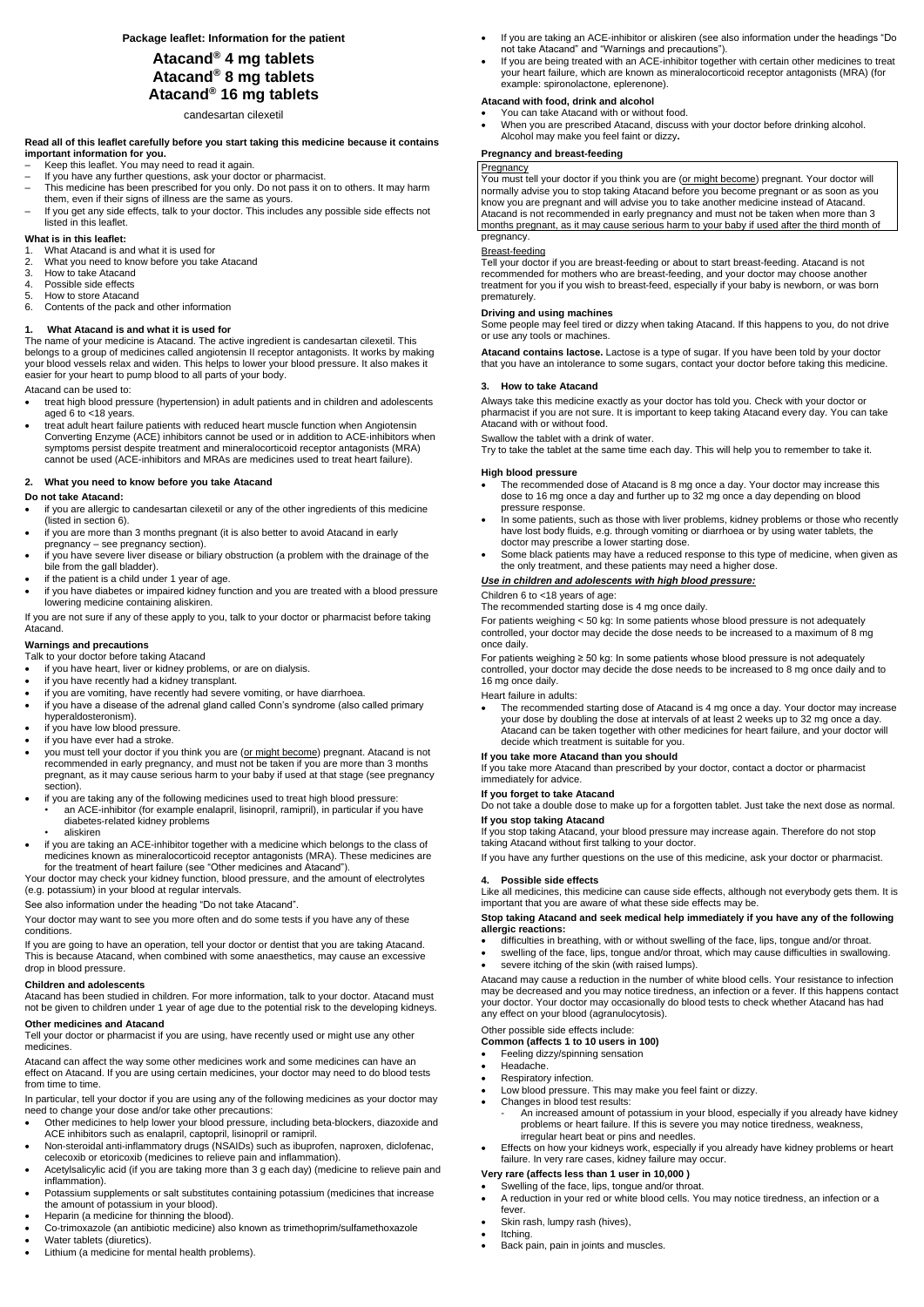**Package leaflet: Information for the patient**

# Atacand® 4 mg tablets
# Atacand® 8 mg tablets
# Atacand® 16 mg tablets

candesartan cilexetil

**Read all of this leaflet carefully before you start taking this medicine because it contains important information for you.**

- Keep this leaflet. You may need to read it again.
- If you have any further questions, ask your doctor or pharmacist.
- This medicine has been prescribed for you only. Do not pass it on to others. It may harm them, even if their signs of illness are the same as yours.
- If you get any side effects, talk to your doctor. This includes any possible side effects not listed in this leaflet.

**What is in this leaflet:**

1. What Atacand is and what it is used for
2. What you need to know before you take Atacand
3. How to take Atacand
4. Possible side effects
5. How to store Atacand
6. Contents of the pack and other information

## 1. What Atacand is and what it is used for

The name of your medicine is Atacand. The active ingredient is candesartan cilexetil. This belongs to a group of medicines called angiotensin II receptor antagonists. It works by making your blood vessels relax and widen. This helps to lower your blood pressure. It also makes it easier for your heart to pump blood to all parts of your body.

Atacand can be used to:

- treat high blood pressure (hypertension) in adult patients and in children and adolescents aged 6 to <18 years.
- treat adult heart failure patients with reduced heart muscle function when Angiotensin Converting Enzyme (ACE) inhibitors cannot be used or in addition to ACE-inhibitors when symptoms persist despite treatment and mineralocorticoid receptor antagonists (MRA) cannot be used (ACE-inhibitors and MRAs are medicines used to treat heart failure).

## 2. What you need to know before you take Atacand

**Do not take Atacand:**

- if you are allergic to candesartan cilexetil or any of the other ingredients of this medicine (listed in section 6).
- if you are more than 3 months pregnant (it is also better to avoid Atacand in early pregnancy – see pregnancy section).
- if you have severe liver disease or biliary obstruction (a problem with the drainage of the bile from the gall bladder).
- if the patient is a child under 1 year of age.
- if you have diabetes or impaired kidney function and you are treated with a blood pressure lowering medicine containing aliskiren.

If you are not sure if any of these apply to you, talk to your doctor or pharmacist before taking Atacand.

**Warnings and precautions**

Talk to your doctor before taking Atacand

- if you have heart, liver or kidney problems, or are on dialysis.
- if you have recently had a kidney transplant.
- if you are vomiting, have recently had severe vomiting, or have diarrhoea.
- if you have a disease of the adrenal gland called Conn's syndrome (also called primary hyperaldosteronism).
- if you have low blood pressure.
- if you have ever had a stroke.
- you must tell your doctor if you think you are (<u>or might become</u>) pregnant. Atacand is not recommended in early pregnancy, and must not be taken if you are more than 3 months pregnant, as it may cause serious harm to your baby if used at that stage (see pregnancy section).
- if you are taking any of the following medicines used to treat high blood pressure:
  - an ACE-inhibitor (for example enalapril, lisinopril, ramipril), in particular if you have diabetes-related kidney problems
  - aliskiren
- if you are taking an ACE-inhibitor together with a medicine which belongs to the class of medicines known as mineralocorticoid receptor antagonists (MRA). These medicines are for the treatment of heart failure (see "Other medicines and Atacand").

Your doctor may check your kidney function, blood pressure, and the amount of electrolytes (e.g. potassium) in your blood at regular intervals.

See also information under the heading "Do not take Atacand".

Your doctor may want to see you more often and do some tests if you have any of these conditions.

If you are going to have an operation, tell your doctor or dentist that you are taking Atacand. This is because Atacand, when combined with some anaesthetics, may cause an excessive drop in blood pressure.

**Children and adolescents**

Atacand has been studied in children. For more information, talk to your doctor. Atacand must not be given to children under 1 year of age due to the potential risk to the developing kidneys.

**Other medicines and Atacand**

Tell your doctor or pharmacist if you are using, have recently used or might use any other medicines.

Atacand can affect the way some other medicines work and some medicines can have an effect on Atacand. If you are using certain medicines, your doctor may need to do blood tests from time to time.

In particular, tell your doctor if you are using any of the following medicines as your doctor may need to change your dose and/or take other precautions:

- Other medicines to help lower your blood pressure, including beta-blockers, diazoxide and ACE inhibitors such as enalapril, captopril, lisinopril or ramipril.
- Non-steroidal anti-inflammatory drugs (NSAIDs) such as ibuprofen, naproxen, diclofenac, celecoxib or etoricoxib (medicines to relieve pain and inflammation).
- Acetylsalicylic acid (if you are taking more than 3 g each day) (medicine to relieve pain and inflammation).
- Potassium supplements or salt substitutes containing potassium (medicines that increase the amount of potassium in your blood).
- Heparin (a medicine for thinning the blood).
- Co-trimoxazole (an antibiotic medicine) also known as trimethoprim/sulfamethoxazole
- Water tablets (diuretics).
- Lithium (a medicine for mental health problems).
- If you are taking an ACE-inhibitor or aliskiren (see also information under the headings "Do not take Atacand" and "Warnings and precautions").
- If you are being treated with an ACE-inhibitor together with certain other medicines to treat your heart failure, which are known as mineralocorticoid receptor antagonists (MRA) (for example: spironolactone, eplerenone).

**Atacand with food, drink and alcohol**

- You can take Atacand with or without food.
- When you are prescribed Atacand, discuss with your doctor before drinking alcohol. Alcohol may make you feel faint or dizzy**.**

**Pregnancy and breast-feeding**

<u>Pregnancy</u>

You must tell your doctor if you think you are (<u>or might become</u>) pregnant. Your doctor will normally advise you to stop taking Atacand before you become pregnant or as soon as you know you are pregnant and will advise you to take another medicine instead of Atacand. Atacand is not recommended in early pregnancy and must not be taken when more than 3 months pregnant, as it may cause serious harm to your baby if used after the third month of pregnancy.

<u>Breast-feeding</u>

Tell your doctor if you are breast-feeding or about to start breast-feeding. Atacand is not recommended for mothers who are breast-feeding, and your doctor may choose another treatment for you if you wish to breast-feed, especially if your baby is newborn, or was born prematurely.

**Driving and using machines**

Some people may feel tired or dizzy when taking Atacand. If this happens to you, do not drive or use any tools or machines.

**Atacand contains lactose.** Lactose is a type of sugar. If you have been told by your doctor that you have an intolerance to some sugars, contact your doctor before taking this medicine.

## 3. How to take Atacand

Always take this medicine exactly as your doctor has told you. Check with your doctor or pharmacist if you are not sure. It is important to keep taking Atacand every day. You can take Atacand with or without food.

Swallow the tablet with a drink of water.
Try to take the tablet at the same time each day. This will help you to remember to take it.

**High blood pressure**

- The recommended dose of Atacand is 8 mg once a day. Your doctor may increase this dose to 16 mg once a day and further up to 32 mg once a day depending on blood pressure response.
- In some patients, such as those with liver problems, kidney problems or those who recently have lost body fluids, e.g. through vomiting or diarrhoea or by using water tablets, the doctor may prescribe a lower starting dose.
- Some black patients may have a reduced response to this type of medicine, when given as the only treatment, and these patients may need a higher dose.

***<u>Use in children and adolescents with high blood pressure:</u>***

Children 6 to <18 years of age:
The recommended starting dose is 4 mg once daily.

For patients weighing < 50 kg: In some patients whose blood pressure is not adequately controlled, your doctor may decide the dose needs to be increased to a maximum of 8 mg once daily.

For patients weighing ≥ 50 kg: In some patients whose blood pressure is not adequately controlled, your doctor may decide the dose needs to be increased to 8 mg once daily and to 16 mg once daily.

Heart failure in adults:

- The recommended starting dose of Atacand is 4 mg once a day. Your doctor may increase your dose by doubling the dose at intervals of at least 2 weeks up to 32 mg once a day. Atacand can be taken together with other medicines for heart failure, and your doctor will decide which treatment is suitable for you.

**If you take more Atacand than you should**

If you take more Atacand than prescribed by your doctor, contact a doctor or pharmacist immediately for advice.

**If you forget to take Atacand**

Do not take a double dose to make up for a forgotten tablet. Just take the next dose as normal.

**If you stop taking Atacand**

If you stop taking Atacand, your blood pressure may increase again. Therefore do not stop taking Atacand without first talking to your doctor.

If you have any further questions on the use of this medicine, ask your doctor or pharmacist.

## 4. Possible side effects

Like all medicines, this medicine can cause side effects, although not everybody gets them. It is important that you are aware of what these side effects may be.

**Stop taking Atacand and seek medical help immediately if you have any of the following allergic reactions:**

- difficulties in breathing, with or without swelling of the face, lips, tongue and/or throat.
- swelling of the face, lips, tongue and/or throat, which may cause difficulties in swallowing.
- severe itching of the skin (with raised lumps).

Atacand may cause a reduction in the number of white blood cells. Your resistance to infection may be decreased and you may notice tiredness, an infection or a fever. If this happens contact your doctor. Your doctor may occasionally do blood tests to check whether Atacand has had any effect on your blood (agranulocytosis).

Other possible side effects include:

**Common (affects 1 to 10 users in 100)**

- Feeling dizzy/spinning sensation
- Headache.
- Respiratory infection.
- Low blood pressure. This may make you feel faint or dizzy.
- Changes in blood test results:
  - An increased amount of potassium in your blood, especially if you already have kidney problems or heart failure. If this is severe you may notice tiredness, weakness, irregular heart beat or pins and needles.
- Effects on how your kidneys work, especially if you already have kidney problems or heart failure. In very rare cases, kidney failure may occur.

**Very rare (affects less than 1 user in 10,000 )**

- Swelling of the face, lips, tongue and/or throat.
- A reduction in your red or white blood cells. You may notice tiredness, an infection or a fever.
- Skin rash, lumpy rash (hives),
- Itching.
- Back pain, pain in joints and muscles.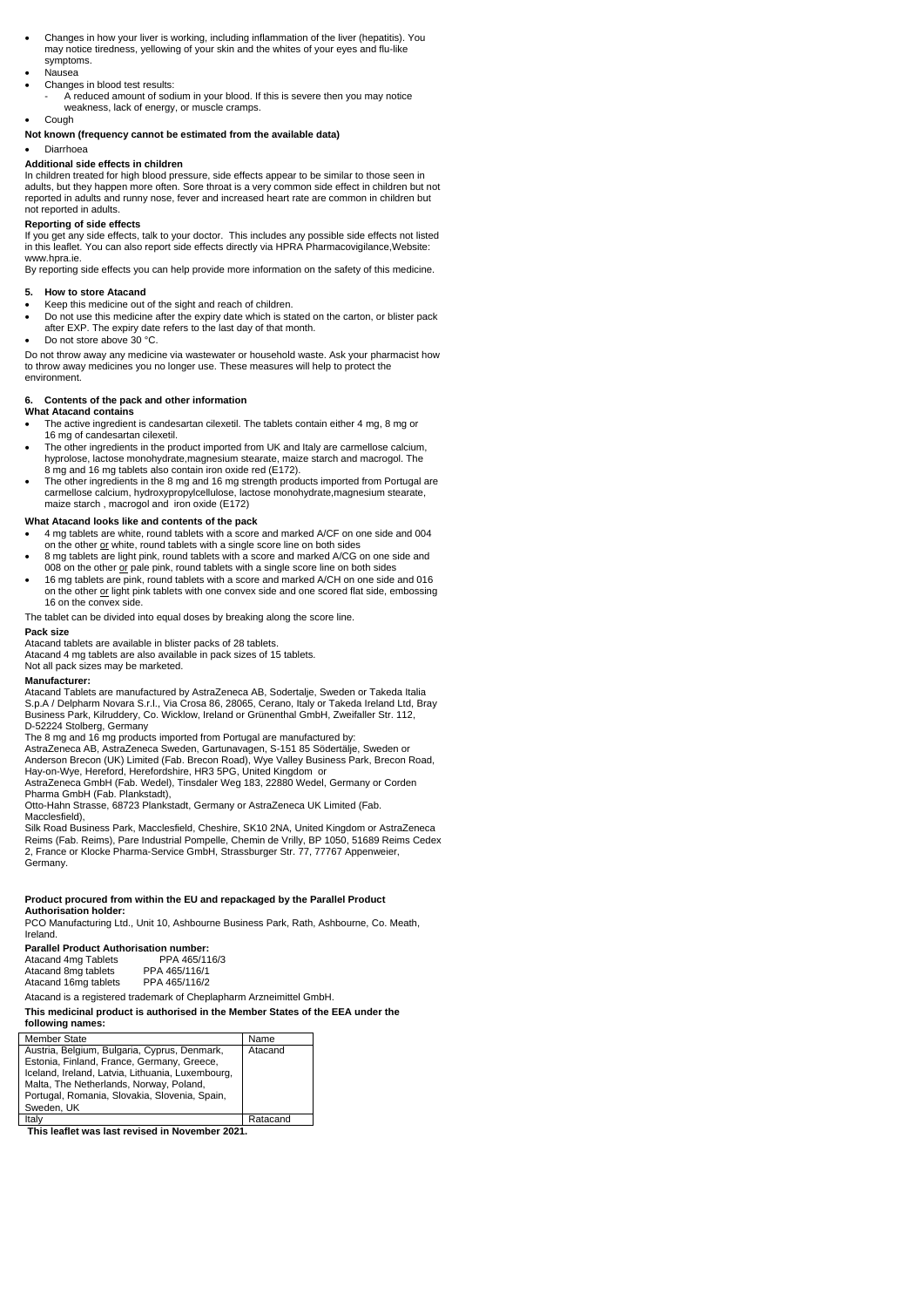- Changes in how your liver is working, including inflammation of the liver (hepatitis). You may notice tiredness, yellowing of your skin and the whites of your eyes and flu-like symptoms.
- Nausea
- Changes in blood test results:
  - A reduced amount of sodium in your blood. If this is severe then you may notice weakness, lack of energy, or muscle cramps.
- Cough

**Not known (frequency cannot be estimated from the available data)**

- Diarrhoea

**Additional side effects in children**

In children treated for high blood pressure, side effects appear to be similar to those seen in adults, but they happen more often. Sore throat is a very common side effect in children but not reported in adults and runny nose, fever and increased heart rate are common in children but not reported in adults.

**Reporting of side effects**

If you get any side effects, talk to your doctor. This includes any possible side effects not listed in this leaflet. You can also report side effects directly via HPRA Pharmacovigilance,Website: www.hpra.ie.

By reporting side effects you can help provide more information on the safety of this medicine.

## 5. How to store Atacand

- Keep this medicine out of the sight and reach of children.
- Do not use this medicine after the expiry date which is stated on the carton, or blister pack after EXP. The expiry date refers to the last day of that month.
- Do not store above 30 °C.

Do not throw away any medicine via wastewater or household waste. Ask your pharmacist how to throw away medicines you no longer use. These measures will help to protect the environment.

## 6. Contents of the pack and other information

**What Atacand contains**

- The active ingredient is candesartan cilexetil. The tablets contain either 4 mg, 8 mg or 16 mg of candesartan cilexetil.
- The other ingredients in the product imported from UK and Italy are carmellose calcium, hyprolose, lactose monohydrate,magnesium stearate, maize starch and macrogol. The 8 mg and 16 mg tablets also contain iron oxide red (E172).
- The other ingredients in the 8 mg and 16 mg strength products imported from Portugal are carmellose calcium, hydroxypropylcellulose, lactose monohydrate,magnesium stearate, maize starch , macrogol and iron oxide (E172)

**What Atacand looks like and contents of the pack**

- 4 mg tablets are white, round tablets with a score and marked A/CF on one side and 004 on the other <u>or</u> white, round tablets with a single score line on both sides
- 8 mg tablets are light pink, round tablets with a score and marked A/CG on one side and 008 on the other <u>or</u> pale pink, round tablets with a single score line on both sides
- 16 mg tablets are pink, round tablets with a score and marked A/CH on one side and 016 on the other <u>or</u> light pink tablets with one convex side and one scored flat side, embossing 16 on the convex side.

The tablet can be divided into equal doses by breaking along the score line.

**Pack size**

Atacand tablets are available in blister packs of 28 tablets.
Atacand 4 mg tablets are also available in pack sizes of 15 tablets.
Not all pack sizes may be marketed.

**Manufacturer:**

Atacand Tablets are manufactured by AstraZeneca AB, Sodertalje, Sweden or Takeda Italia S.p.A / Delpharm Novara S.r.l., Via Crosa 86, 28065, Cerano, Italy or Takeda Ireland Ltd, Bray Business Park, Kilruddery, Co. Wicklow, Ireland or Grünenthal GmbH, Zweifaller Str. 112, D-52224 Stolberg, Germany

The 8 mg and 16 mg products imported from Portugal are manufactured by:
AstraZeneca AB, AstraZeneca Sweden, Gartunavagen, S-151 85 Södertälje, Sweden or Anderson Brecon (UK) Limited (Fab. Brecon Road), Wye Valley Business Park, Brecon Road, Hay-on-Wye, Hereford, Herefordshire, HR3 5PG, United Kingdom or
AstraZeneca GmbH (Fab. Wedel), Tinsdaler Weg 183, 22880 Wedel, Germany or Corden Pharma GmbH (Fab. Plankstadt),
Otto-Hahn Strasse, 68723 Plankstadt, Germany or AstraZeneca UK Limited (Fab. Macclesfield),
Silk Road Business Park, Macclesfield, Cheshire, SK10 2NA, United Kingdom or AstraZeneca Reims (Fab. Reims), Parc Industrial Pompelle, Chemin de Vrilly, BP 1050, 51689 Reims Cedex 2, France or Klocke Pharma-Service GmbH, Strassburger Str. 77, 77767 Appenweier, Germany.

**Product procured from within the EU and repackaged by the Parallel Product Authorisation holder:**

PCO Manufacturing Ltd., Unit 10, Ashbourne Business Park, Rath, Ashbourne, Co. Meath, Ireland.

**Parallel Product Authorisation number:**

Atacand 4mg Tablets PPA 465/116/3
Atacand 8mg tablets PPA 465/116/1
Atacand 16mg tablets PPA 465/116/2

Atacand is a registered trademark of Cheplapharm Arzneimittel GmbH.

**This medicinal product is authorised in the Member States of the EEA under the following names:**

| Member State | Name |
|---|---|
| Austria, Belgium, Bulgaria, Cyprus, Denmark, Estonia, Finland, France, Germany, Greece, Iceland, Ireland, Latvia, Lithuania, Luxembourg, Malta, The Netherlands, Norway, Poland, Portugal, Romania, Slovakia, Slovenia, Spain, Sweden, UK | Atacand |
| Italy | Ratacand |

**This leaflet was last revised in November 2021.**